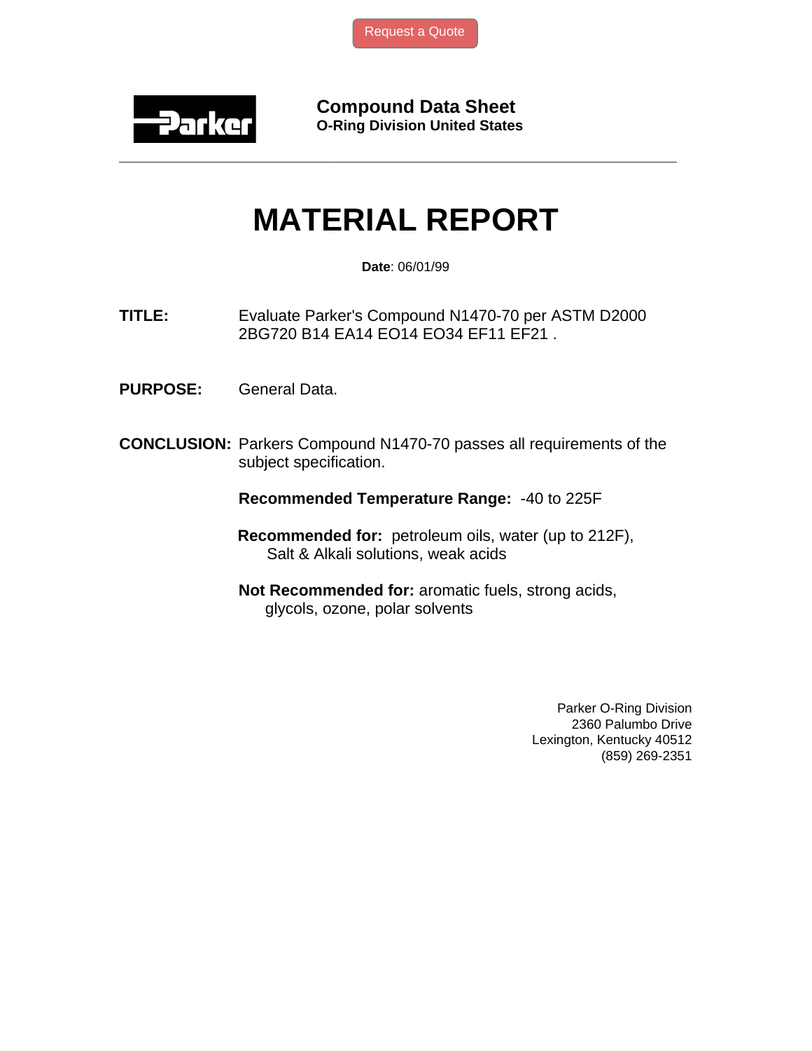Request a Quote

**Parker**

**Compound Data Sheet**
**O-Ring Division United States**

---

# MATERIAL REPORT

**Date**: 06/01/99

**TITLE:** Evaluate Parker's Compound N1470-70 per ASTM D2000 2BG720 B14 EA14 EO14 EO34 EF11 EF21 .

**PURPOSE:** General Data.

**CONCLUSION:** Parkers Compound N1470-70 passes all requirements of the subject specification.

**Recommended Temperature Range:** -40 to 225F

**Recommended for:** petroleum oils, water (up to 212F), Salt & Alkali solutions, weak acids

**Not Recommended for:** aromatic fuels, strong acids, glycols, ozone, polar solvents

Parker O-Ring Division
2360 Palumbo Drive
Lexington, Kentucky 40512
(859) 269-2351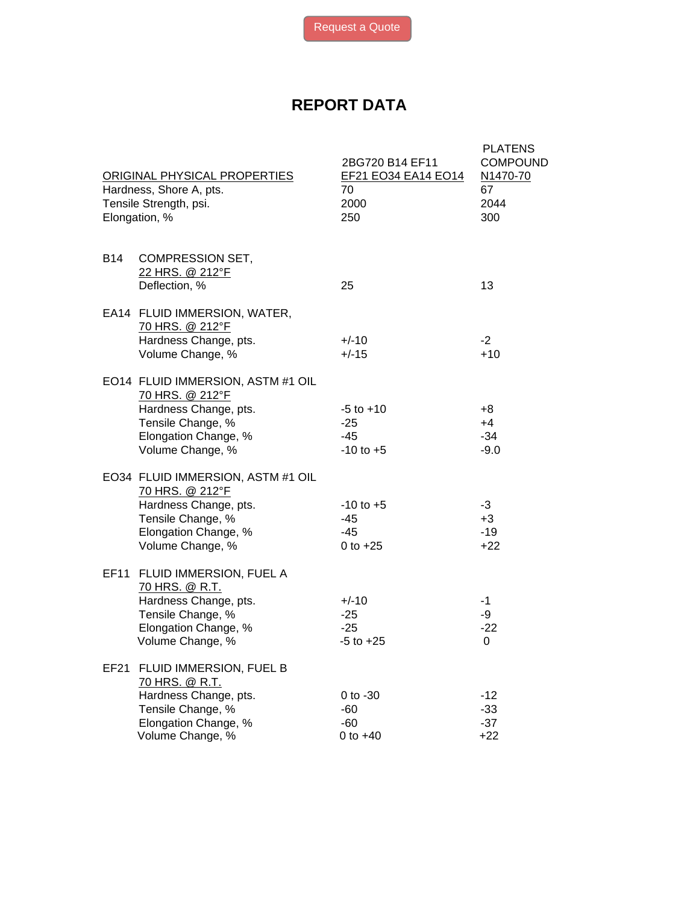Request a Quote

# REPORT DATA

| | | 2BG720 B14 EF11 EF21 EO34 EA14 EO14 | PLATENS COMPOUND N1470-70 |
|---|---|---|---|
| ORIGINAL PHYSICAL PROPERTIES | | | |
| | Hardness, Shore A, pts. | 70 | 67 |
| | Tensile Strength, psi. | 2000 | 2044 |
| | Elongation, % | 250 | 300 |
| B14 | COMPRESSION SET, 22 HRS. @ 212°F | | |
| | Deflection, % | 25 | 13 |
| EA14 | FLUID IMMERSION, WATER, 70 HRS. @ 212°F | | |
| | Hardness Change, pts. | +/-10 | -2 |
| | Volume Change, % | +/-15 | +10 |
| EO14 | FLUID IMMERSION, ASTM #1 OIL 70 HRS. @ 212°F | | |
| | Hardness Change, pts. | -5 to +10 | +8 |
| | Tensile Change, % | -25 | +4 |
| | Elongation Change, % | -45 | -34 |
| | Volume Change, % | -10 to +5 | -9.0 |
| EO34 | FLUID IMMERSION, ASTM #1 OIL 70 HRS. @ 212°F | | |
| | Hardness Change, pts. | -10 to +5 | -3 |
| | Tensile Change, % | -45 | +3 |
| | Elongation Change, % | -45 | -19 |
| | Volume Change, % | 0 to +25 | +22 |
| EF11 | FLUID IMMERSION, FUEL A 70 HRS. @ R.T. | | |
| | Hardness Change, pts. | +/-10 | -1 |
| | Tensile Change, % | -25 | -9 |
| | Elongation Change, % | -25 | -22 |
| | Volume Change, % | -5 to +25 | 0 |
| EF21 | FLUID IMMERSION, FUEL B 70 HRS. @ R.T. | | |
| | Hardness Change, pts. | 0 to -30 | -12 |
| | Tensile Change, % | -60 | -33 |
| | Elongation Change, % | -60 | -37 |
| | Volume Change, % | 0 to +40 | +22 |